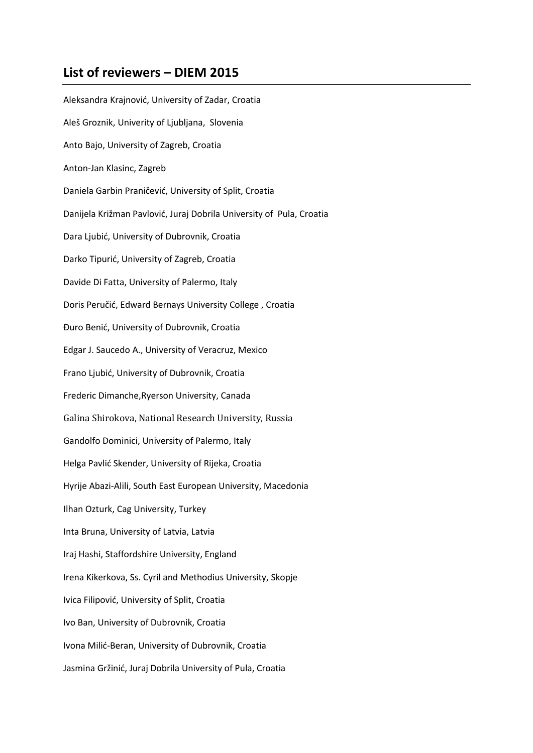## List of reviewers – DIEM 2015

Aleksandra Krajnović, University of Zadar, Croatia

Aleš Groznik, Univerity of Ljubljana, Slovenia

Anto Bajo, University of Zagreb, Croatia

Anton-Jan Klasinc, Zagreb

Daniela Garbin Praničević, University of Split, Croatia

Danijela Križman Pavlović, Juraj Dobrila University of Pula, Croatia

Dara Ljubić, University of Dubrovnik, Croatia

Darko Tipurić, University of Zagreb, Croatia

Davide Di Fatta, University of Palermo, Italy

Doris Peručić, Edward Bernays University College , Croatia

Đuro Benić, University of Dubrovnik, Croatia

Edgar J. Saucedo A., University of Veracruz, Mexico

Frano Ljubić, University of Dubrovnik, Croatia

Frederic Dimanche,Ryerson University, Canada

Galina Shirokova, National Research University, Russia

Gandolfo Dominici, University of Palermo, Italy

Helga Pavlić Skender, University of Rijeka, Croatia

Hyrije Abazi-Alili, South East European University, Macedonia

Ilhan Ozturk, Cag University, Turkey

Inta Bruna, University of Latvia, Latvia

Iraj Hashi, Staffordshire University, England

Irena Kikerkova, Ss. Cyril and Methodius University, Skopje

Ivica Filipović, University of Split, Croatia

Ivo Ban, University of Dubrovnik, Croatia

Ivona Milić-Beran, University of Dubrovnik, Croatia

Jasmina Gržinić, Juraj Dobrila University of Pula, Croatia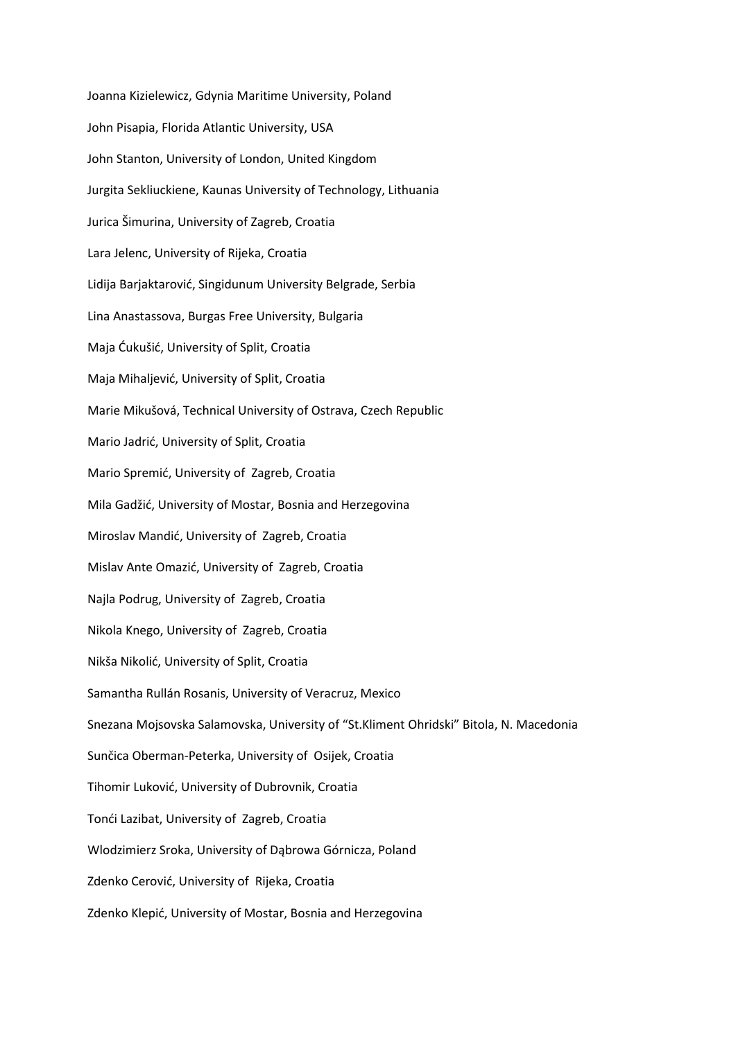Joanna Kizielewicz, Gdynia Maritime University, Poland

John Pisapia, Florida Atlantic University, USA

John Stanton, University of London, United Kingdom

Jurgita Sekliuckiene, Kaunas University of Technology, Lithuania

Jurica Šimurina, University of Zagreb, Croatia

Lara Jelenc, University of Rijeka, Croatia

Lidija Barjaktarović, Singidunum University Belgrade, Serbia

Lina Anastassova, Burgas Free University, Bulgaria

Maja Ćukušić, University of Split, Croatia

Maja Mihaljević, University of Split, Croatia

Marie Mikušová, Technical University of Ostrava, Czech Republic

Mario Jadrić, University of Split, Croatia

Mario Spremić, University of Zagreb, Croatia

Mila Gadžić, University of Mostar, Bosnia and Herzegovina

Miroslav Mandić, University of Zagreb, Croatia

Mislav Ante Omazić, University of Zagreb, Croatia

Najla Podrug, University of Zagreb, Croatia

Nikola Knego, University of Zagreb, Croatia

Nikša Nikolić, University of Split, Croatia

Samantha Rullán Rosanis, University of Veracruz, Mexico

Snezana Mojsovska Salamovska, University of "St.Kliment Ohridski" Bitola, N. Macedonia

Sunčica Oberman-Peterka, University of Osijek, Croatia

Tihomir Luković, University of Dubrovnik, Croatia

Tonći Lazibat, University of Zagreb, Croatia

Wlodzimierz Sroka, University of Dąbrowa Górnicza, Poland

Zdenko Cerović, University of Rijeka, Croatia

Zdenko Klepić, University of Mostar, Bosnia and Herzegovina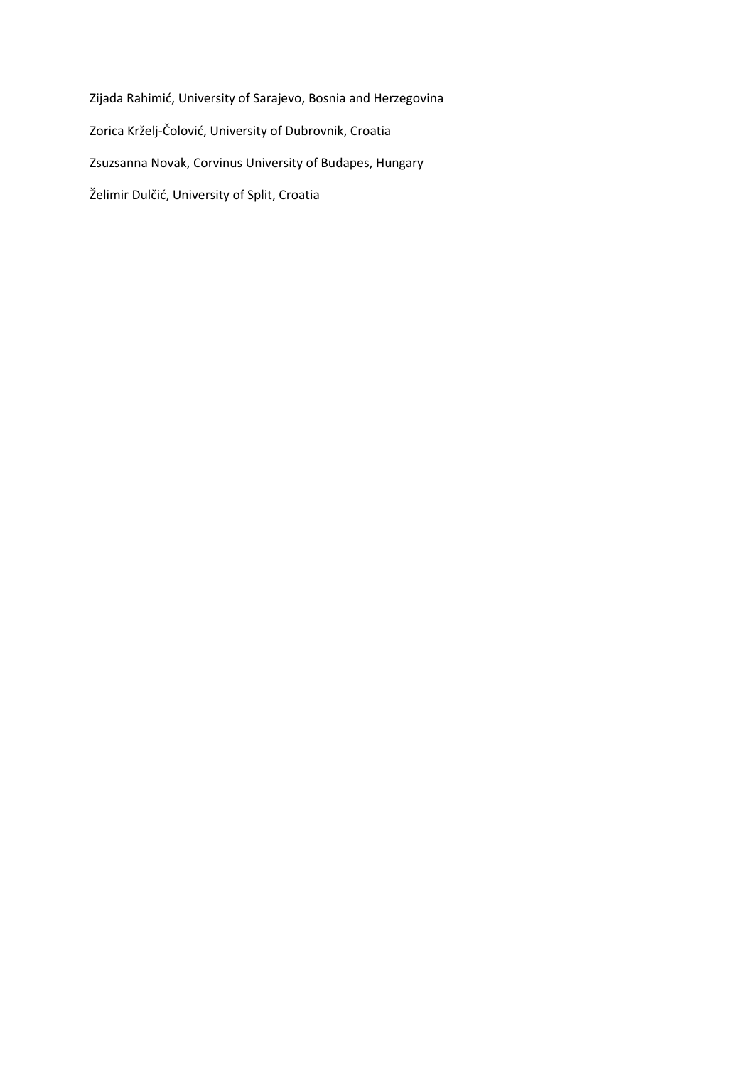Zijada Rahimić, University of Sarajevo, Bosnia and Herzegovina

Zorica Krželj-Čolović, University of Dubrovnik, Croatia

Zsuzsanna Novak, Corvinus University of Budapes, Hungary

Želimir Dulčić, University of Split, Croatia